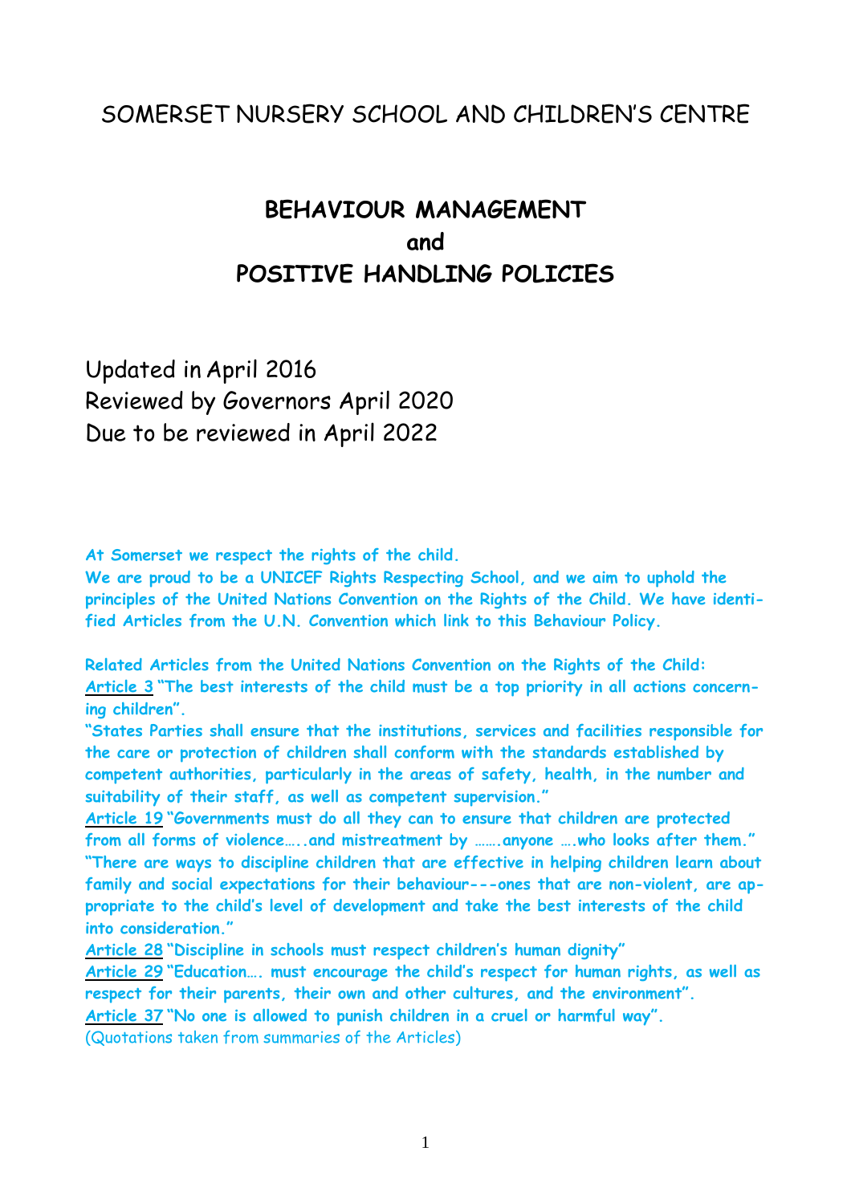# SOMERSET NURSERY SCHOOL AND CHILDREN'S CENTRE

## BEHAVIOUR MANAGEMENT
## and
## POSITIVE HANDLING POLICIES

Updated in April 2016
Reviewed by Governors April 2020
Due to be reviewed in April 2022

**At Somerset we respect the rights of the child.**
**We are proud to be a UNICEF Rights Respecting School, and we aim to uphold the principles of the United Nations Convention on the Rights of the Child. We have identified Articles from the U.N. Convention which link to this Behaviour Policy.**

**Related Articles from the United Nations Convention on the Rights of the Child:**
**Article 3 "The best interests of the child must be a top priority in all actions concerning children".**
**"States Parties shall ensure that the institutions, services and facilities responsible for the care or protection of children shall conform with the standards established by competent authorities, particularly in the areas of safety, health, in the number and suitability of their staff, as well as competent supervision."**
**Article 19 "Governments must do all they can to ensure that children are protected from all forms of violence…..and mistreatment by …….anyone ….who looks after them."**
**"There are ways to discipline children that are effective in helping children learn about family and social expectations for their behaviour---ones that are non-violent, are appropriate to the child's level of development and take the best interests of the child into consideration."**
**Article 28 "Discipline in schools must respect children's human dignity"**
**Article 29 "Education…. must encourage the child's respect for human rights, as well as respect for their parents, their own and other cultures, and the environment".**
**Article 37 "No one is allowed to punish children in a cruel or harmful way".**
(Quotations taken from summaries of the Articles)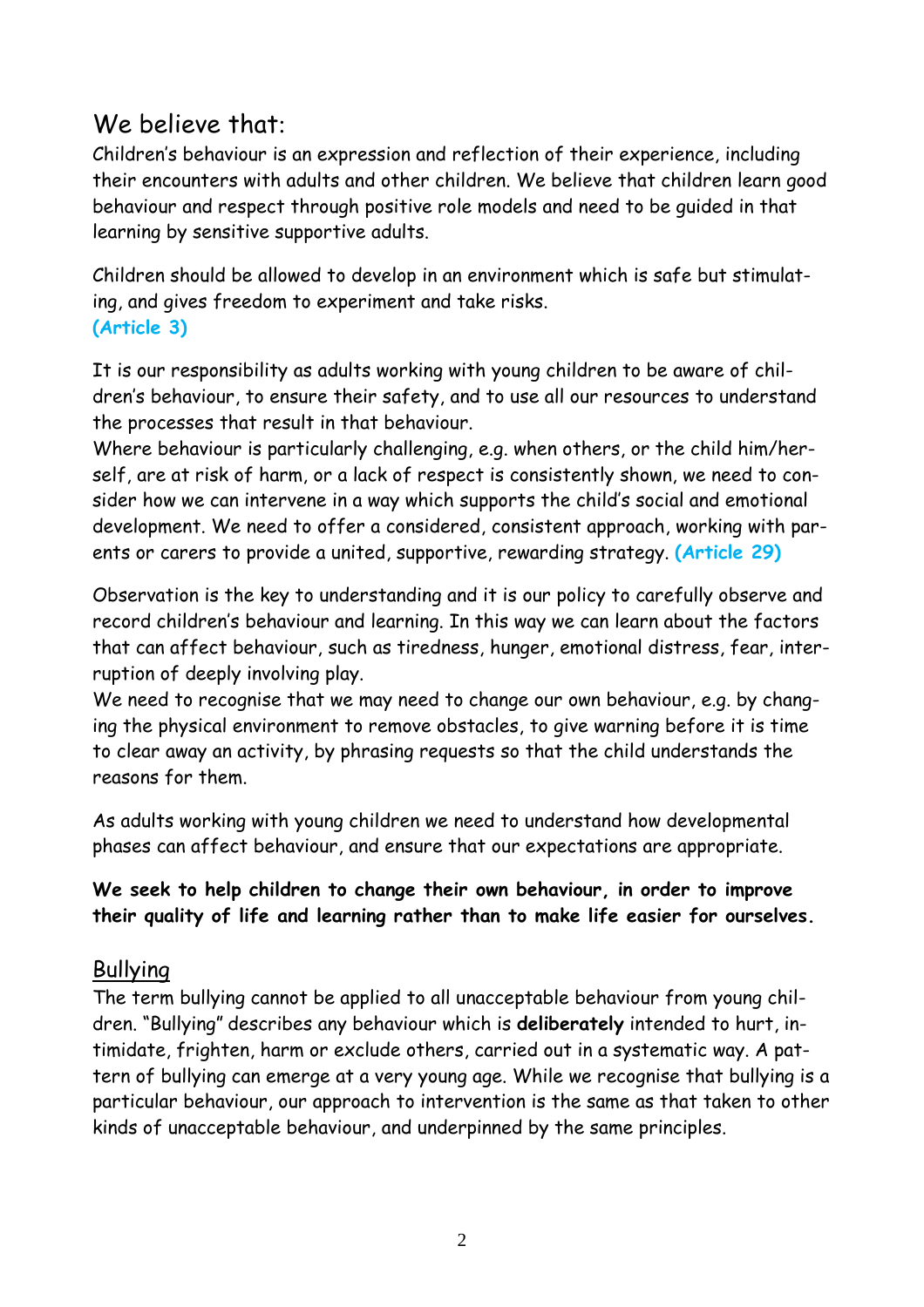## We believe that:

Children's behaviour is an expression and reflection of their experience, including their encounters with adults and other children. We believe that children learn good behaviour and respect through positive role models and need to be guided in that learning by sensitive supportive adults.

Children should be allowed to develop in an environment which is safe but stimulating, and gives freedom to experiment and take risks.
**(Article 3)**

It is our responsibility as adults working with young children to be aware of children's behaviour, to ensure their safety, and to use all our resources to understand the processes that result in that behaviour.
Where behaviour is particularly challenging, e.g. when others, or the child him/herself, are at risk of harm, or a lack of respect is consistently shown, we need to consider how we can intervene in a way which supports the child's social and emotional development. We need to offer a considered, consistent approach, working with parents or carers to provide a united, supportive, rewarding strategy. **(Article 29)**

Observation is the key to understanding and it is our policy to carefully observe and record children's behaviour and learning. In this way we can learn about the factors that can affect behaviour, such as tiredness, hunger, emotional distress, fear, interruption of deeply involving play.
We need to recognise that we may need to change our own behaviour, e.g. by changing the physical environment to remove obstacles, to give warning before it is time to clear away an activity, by phrasing requests so that the child understands the reasons for them.

As adults working with young children we need to understand how developmental phases can affect behaviour, and ensure that our expectations are appropriate.

**We seek to help children to change their own behaviour, in order to improve their quality of life and learning rather than to make life easier for ourselves.**

## Bullying

The term bullying cannot be applied to all unacceptable behaviour from young children. "Bullying" describes any behaviour which is **deliberately** intended to hurt, intimidate, frighten, harm or exclude others, carried out in a systematic way. A pattern of bullying can emerge at a very young age. While we recognise that bullying is a particular behaviour, our approach to intervention is the same as that taken to other kinds of unacceptable behaviour, and underpinned by the same principles.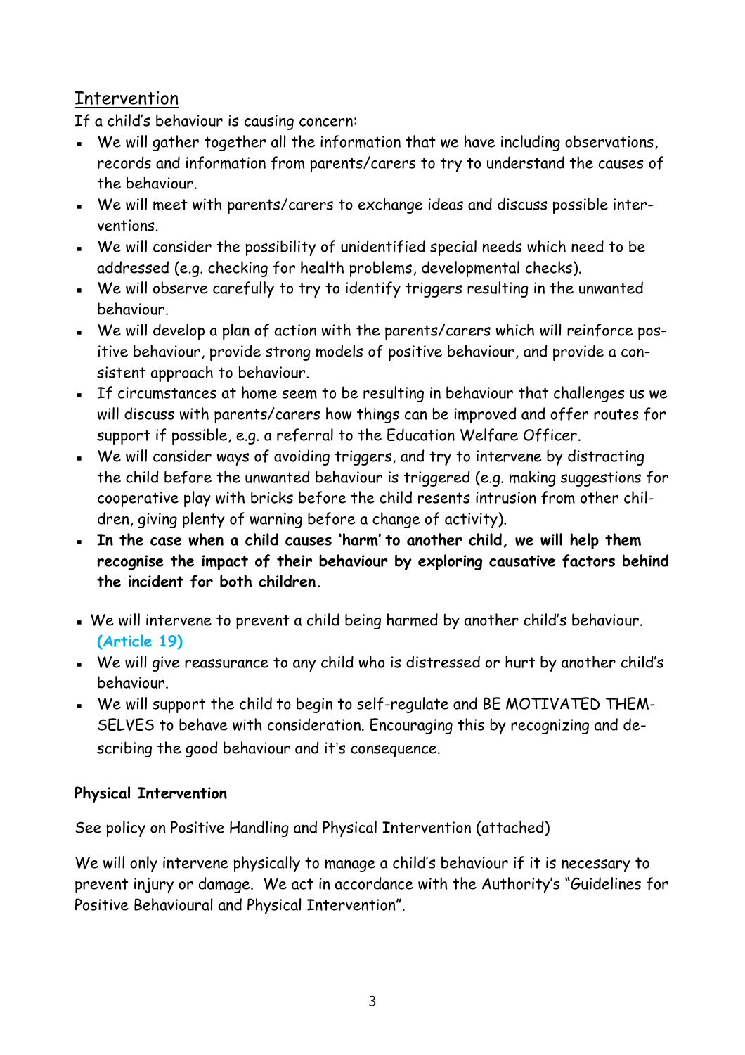## Intervention

If a child's behaviour is causing concern:

- We will gather together all the information that we have including observations, records and information from parents/carers to try to understand the causes of the behaviour.
- We will meet with parents/carers to exchange ideas and discuss possible interventions.
- We will consider the possibility of unidentified special needs which need to be addressed (e.g. checking for health problems, developmental checks).
- We will observe carefully to try to identify triggers resulting in the unwanted behaviour.
- We will develop a plan of action with the parents/carers which will reinforce positive behaviour, provide strong models of positive behaviour, and provide a consistent approach to behaviour.
- If circumstances at home seem to be resulting in behaviour that challenges us we will discuss with parents/carers how things can be improved and offer routes for support if possible, e.g. a referral to the Education Welfare Officer.
- We will consider ways of avoiding triggers, and try to intervene by distracting the child before the unwanted behaviour is triggered (e.g. making suggestions for cooperative play with bricks before the child resents intrusion from other children, giving plenty of warning before a change of activity).
- **In the case when a child causes 'harm' to another child, we will help them recognise the impact of their behaviour by exploring causative factors behind the incident for both children.**
- We will intervene to prevent a child being harmed by another child's behaviour. **(Article 19)**
- We will give reassurance to any child who is distressed or hurt by another child's behaviour.
- We will support the child to begin to self-regulate and BE MOTIVATED THEMSELVES to behave with consideration. Encouraging this by recognizing and describing the good behaviour and it's consequence.

**Physical Intervention**

See policy on Positive Handling and Physical Intervention (attached)

We will only intervene physically to manage a child's behaviour if it is necessary to prevent injury or damage. We act in accordance with the Authority's "Guidelines for Positive Behavioural and Physical Intervention".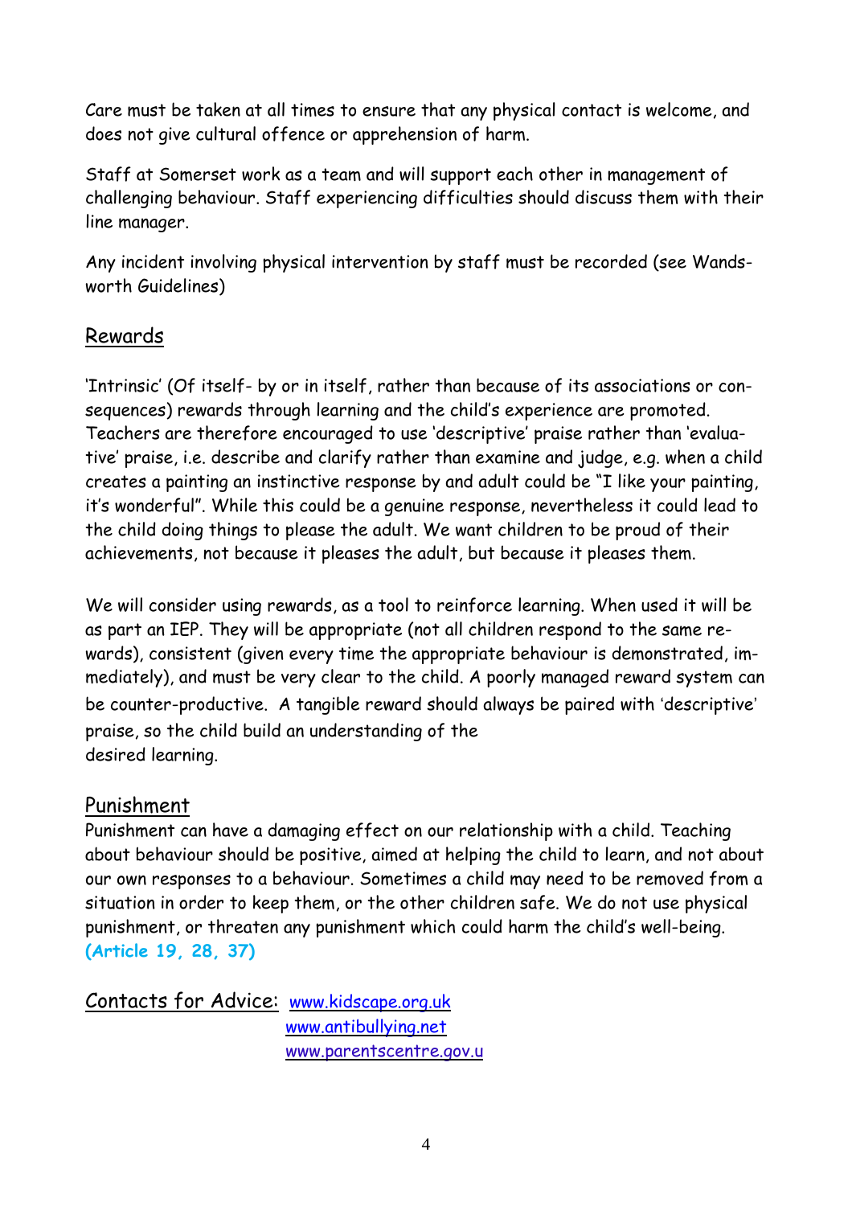Care must be taken at all times to ensure that any physical contact is welcome, and does not give cultural offence or apprehension of harm.

Staff at Somerset work as a team and will support each other in management of challenging behaviour. Staff experiencing difficulties should discuss them with their line manager.

Any incident involving physical intervention by staff must be recorded (see Wandsworth Guidelines)

## Rewards

'Intrinsic' (Of itself- by or in itself, rather than because of its associations or consequences) rewards through learning and the child's experience are promoted. Teachers are therefore encouraged to use 'descriptive' praise rather than 'evaluative' praise, i.e. describe and clarify rather than examine and judge, e.g. when a child creates a painting an instinctive response by and adult could be "I like your painting, it's wonderful". While this could be a genuine response, nevertheless it could lead to the child doing things to please the adult. We want children to be proud of their achievements, not because it pleases the adult, but because it pleases them.

We will consider using rewards, as a tool to reinforce learning. When used it will be as part an IEP. They will be appropriate (not all children respond to the same rewards), consistent (given every time the appropriate behaviour is demonstrated, immediately), and must be very clear to the child. A poorly managed reward system can be counter-productive. A tangible reward should always be paired with 'descriptive' praise, so the child build an understanding of the desired learning.

## Punishment

Punishment can have a damaging effect on our relationship with a child. Teaching about behaviour should be positive, aimed at helping the child to learn, and not about our own responses to a behaviour. Sometimes a child may need to be removed from a situation in order to keep them, or the other children safe. We do not use physical punishment, or threaten any punishment which could harm the child's well-being. **(Article 19, 28, 37)**

Contacts for Advice: www.kidscape.org.uk
www.antibullying.net
www.parentscentre.gov.u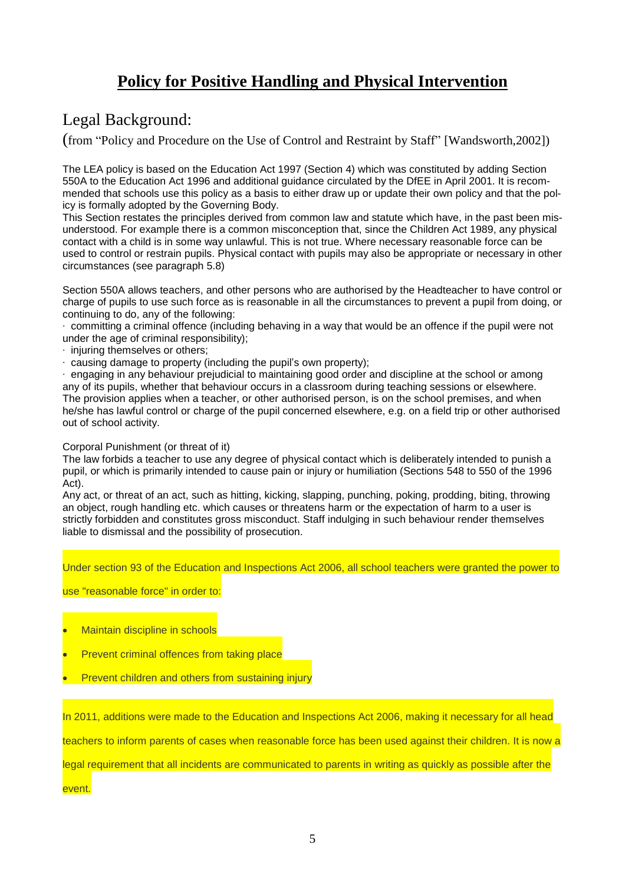# **Policy for Positive Handling and Physical Intervention**

## Legal Background:

(from "Policy and Procedure on the Use of Control and Restraint by Staff" [Wandsworth,2002])

The LEA policy is based on the Education Act 1997 (Section 4) which was constituted by adding Section 550A to the Education Act 1996 and additional guidance circulated by the DfEE in April 2001. It is recommended that schools use this policy as a basis to either draw up or update their own policy and that the policy is formally adopted by the Governing Body.
This Section restates the principles derived from common law and statute which have, in the past been misunderstood. For example there is a common misconception that, since the Children Act 1989, any physical contact with a child is in some way unlawful. This is not true. Where necessary reasonable force can be used to control or restrain pupils. Physical contact with pupils may also be appropriate or necessary in other circumstances (see paragraph 5.8)

Section 550A allows teachers, and other persons who are authorised by the Headteacher to have control or charge of pupils to use such force as is reasonable in all the circumstances to prevent a pupil from doing, or continuing to do, any of the following:

· committing a criminal offence (including behaving in a way that would be an offence if the pupil were not under the age of criminal responsibility);
· injuring themselves or others;
· causing damage to property (including the pupil's own property);
· engaging in any behaviour prejudicial to maintaining good order and discipline at the school or among any of its pupils, whether that behaviour occurs in a classroom during teaching sessions or elsewhere.

The provision applies when a teacher, or other authorised person, is on the school premises, and when he/she has lawful control or charge of the pupil concerned elsewhere, e.g. on a field trip or other authorised out of school activity.

Corporal Punishment (or threat of it)
The law forbids a teacher to use any degree of physical contact which is deliberately intended to punish a pupil, or which is primarily intended to cause pain or injury or humiliation (Sections 548 to 550 of the 1996 Act).
Any act, or threat of an act, such as hitting, kicking, slapping, punching, poking, prodding, biting, throwing an object, rough handling etc. which causes or threatens harm or the expectation of harm to a user is strictly forbidden and constitutes gross misconduct. Staff indulging in such behaviour render themselves liable to dismissal and the possibility of prosecution.

Under section 93 of the Education and Inspections Act 2006, all school teachers were granted the power to use "reasonable force" in order to:

- Maintain discipline in schools
- Prevent criminal offences from taking place
- Prevent children and others from sustaining injury

In 2011, additions were made to the Education and Inspections Act 2006, making it necessary for all head teachers to inform parents of cases when reasonable force has been used against their children. It is now a legal requirement that all incidents are communicated to parents in writing as quickly as possible after the event.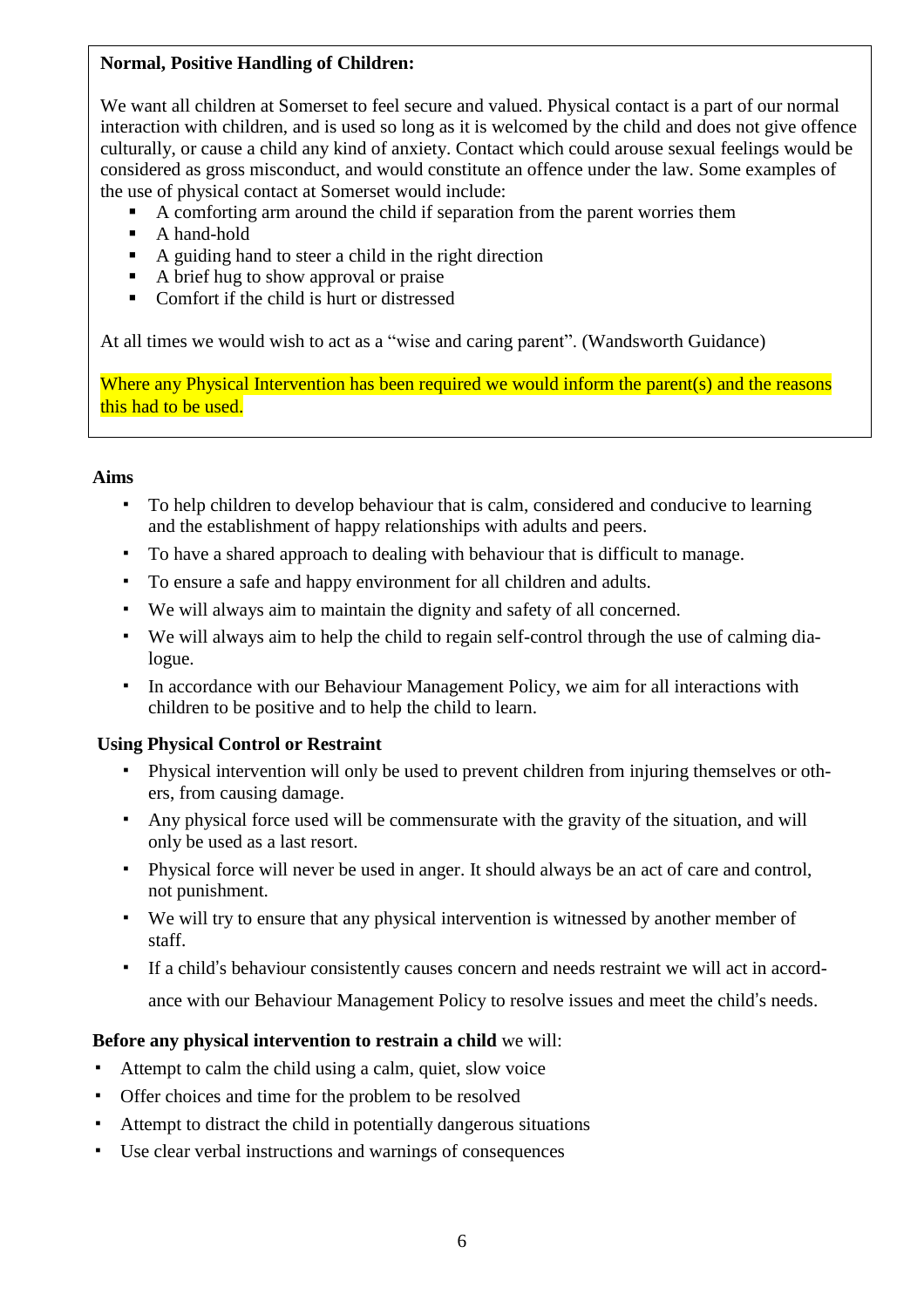**Normal, Positive Handling of Children:**

We want all children at Somerset to feel secure and valued. Physical contact is a part of our normal interaction with children, and is used so long as it is welcomed by the child and does not give offence culturally, or cause a child any kind of anxiety. Contact which could arouse sexual feelings would be considered as gross misconduct, and would constitute an offence under the law. Some examples of the use of physical contact at Somerset would include:

- A comforting arm around the child if separation from the parent worries them
- A hand-hold
- A guiding hand to steer a child in the right direction
- A brief hug to show approval or praise
- Comfort if the child is hurt or distressed

At all times we would wish to act as a "wise and caring parent". (Wandsworth Guidance)

Where any Physical Intervention has been required we would inform the parent(s) and the reasons this had to be used.

**Aims**

- To help children to develop behaviour that is calm, considered and conducive to learning and the establishment of happy relationships with adults and peers.
- To have a shared approach to dealing with behaviour that is difficult to manage.
- To ensure a safe and happy environment for all children and adults.
- We will always aim to maintain the dignity and safety of all concerned.
- We will always aim to help the child to regain self-control through the use of calming dialogue.
- In accordance with our Behaviour Management Policy, we aim for all interactions with children to be positive and to help the child to learn.

**Using Physical Control or Restraint**

- Physical intervention will only be used to prevent children from injuring themselves or others, from causing damage.
- Any physical force used will be commensurate with the gravity of the situation, and will only be used as a last resort.
- Physical force will never be used in anger. It should always be an act of care and control, not punishment.
- We will try to ensure that any physical intervention is witnessed by another member of staff.
- If a child's behaviour consistently causes concern and needs restraint we will act in accordance with our Behaviour Management Policy to resolve issues and meet the child's needs.

**Before any physical intervention to restrain a child** we will:

- Attempt to calm the child using a calm, quiet, slow voice
- Offer choices and time for the problem to be resolved
- Attempt to distract the child in potentially dangerous situations
- Use clear verbal instructions and warnings of consequences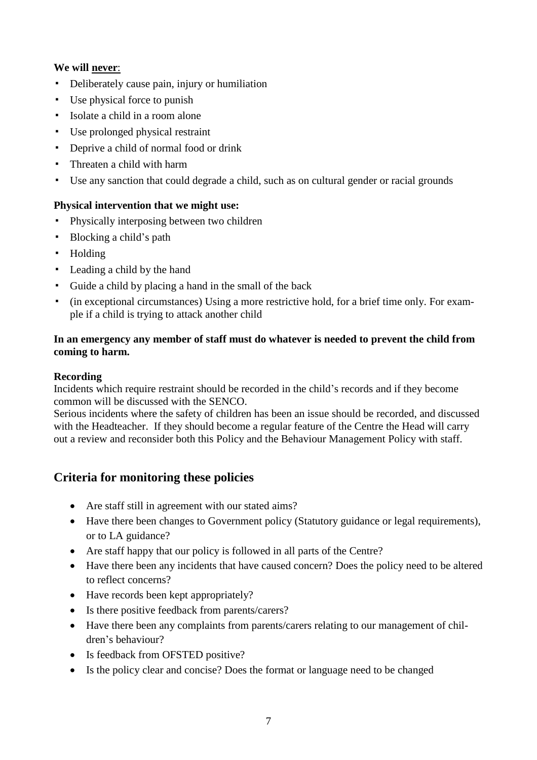**We will never**:

- Deliberately cause pain, injury or humiliation
- Use physical force to punish
- Isolate a child in a room alone
- Use prolonged physical restraint
- Deprive a child of normal food or drink
- Threaten a child with harm
- Use any sanction that could degrade a child, such as on cultural gender or racial grounds

**Physical intervention that we might use:**

- Physically interposing between two children
- Blocking a child's path
- Holding
- Leading a child by the hand
- Guide a child by placing a hand in the small of the back
- (in exceptional circumstances) Using a more restrictive hold, for a brief time only. For example if a child is trying to attack another child

**In an emergency any member of staff must do whatever is needed to prevent the child from coming to harm.**

**Recording**

Incidents which require restraint should be recorded in the child's records and if they become common will be discussed with the SENCO.

Serious incidents where the safety of children has been an issue should be recorded, and discussed with the Headteacher. If they should become a regular feature of the Centre the Head will carry out a review and reconsider both this Policy and the Behaviour Management Policy with staff.

## Criteria for monitoring these policies

- Are staff still in agreement with our stated aims?
- Have there been changes to Government policy (Statutory guidance or legal requirements), or to LA guidance?
- Are staff happy that our policy is followed in all parts of the Centre?
- Have there been any incidents that have caused concern? Does the policy need to be altered to reflect concerns?
- Have records been kept appropriately?
- Is there positive feedback from parents/carers?
- Have there been any complaints from parents/carers relating to our management of children's behaviour?
- Is feedback from OFSTED positive?
- Is the policy clear and concise? Does the format or language need to be changed